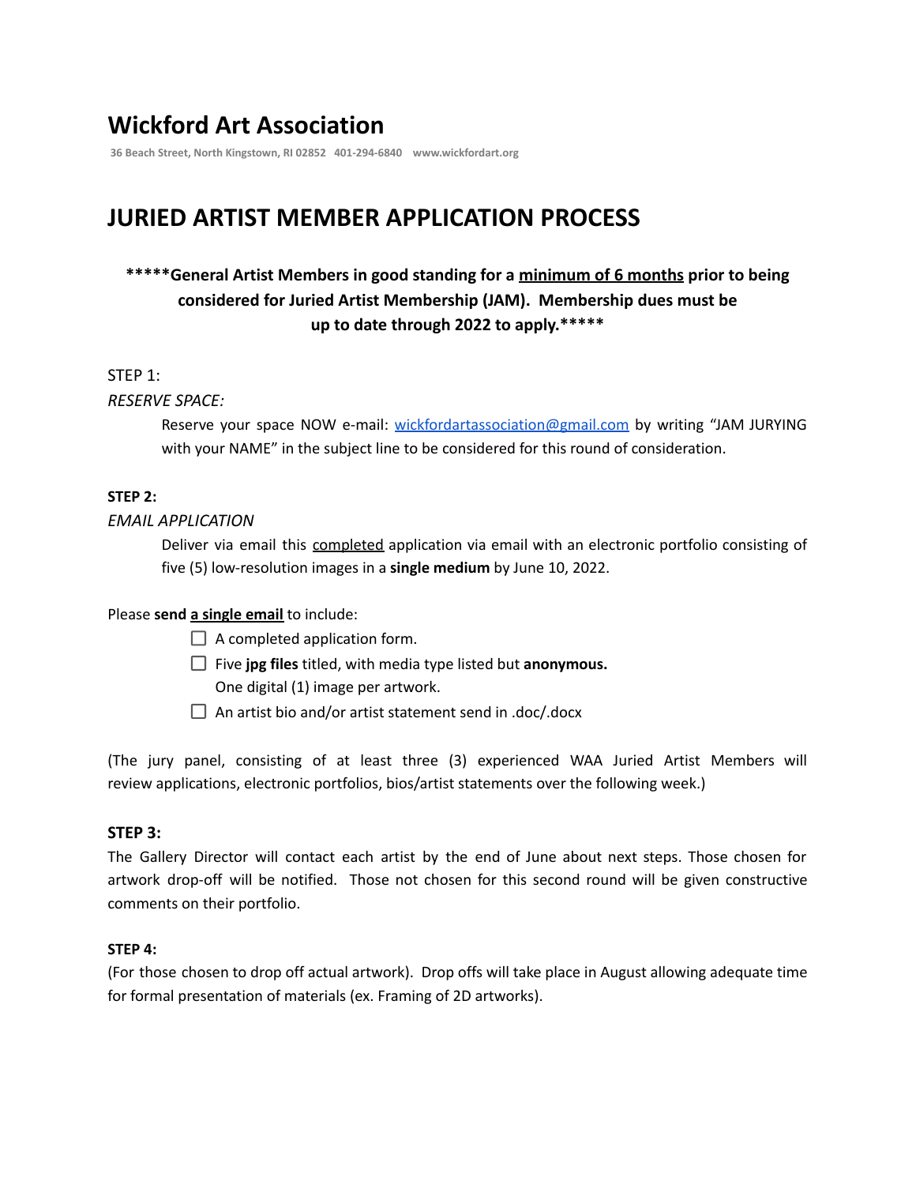# Wickford Art Association

36 Beach Street, North Kingstown, RI 02852   401-294-6840   www.wickfordart.org

# JURIED ARTIST MEMBER APPLICATION PROCESS

**\*\*\*\*\*General Artist Members in good standing for a <u>minimum of 6 months</u> prior to being considered for Juried Artist Membership (JAM). Membership dues must be up to date through 2022 to apply.\*\*\*\*\***

STEP 1:

*RESERVE SPACE:*

Reserve your space NOW e-mail: [wickfordartassociation@gmail.com](mailto:wickfordartassociation@gmail.com) by writing "JAM JURYING with your NAME" in the subject line to be considered for this round of consideration.

**STEP 2:**

*EMAIL APPLICATION*

Deliver via email this <u>completed</u> application via email with an electronic portfolio consisting of five (5) low-resolution images in a **single medium** by June 10, 2022.

Please **send <u>a single email</u>** to include:

- ☐ A completed application form.
- ☐ Five **jpg files** titled, with media type listed but **anonymous.** One digital (1) image per artwork.
- ☐ An artist bio and/or artist statement send in .doc/.docx

(The jury panel, consisting of at least three (3) experienced WAA Juried Artist Members will review applications, electronic portfolios, bios/artist statements over the following week.)

**STEP 3:**

The Gallery Director will contact each artist by the end of June about next steps. Those chosen for artwork drop-off will be notified. Those not chosen for this second round will be given constructive comments on their portfolio.

**STEP 4:**

(For those chosen to drop off actual artwork). Drop offs will take place in August allowing adequate time for formal presentation of materials (ex. Framing of 2D artworks).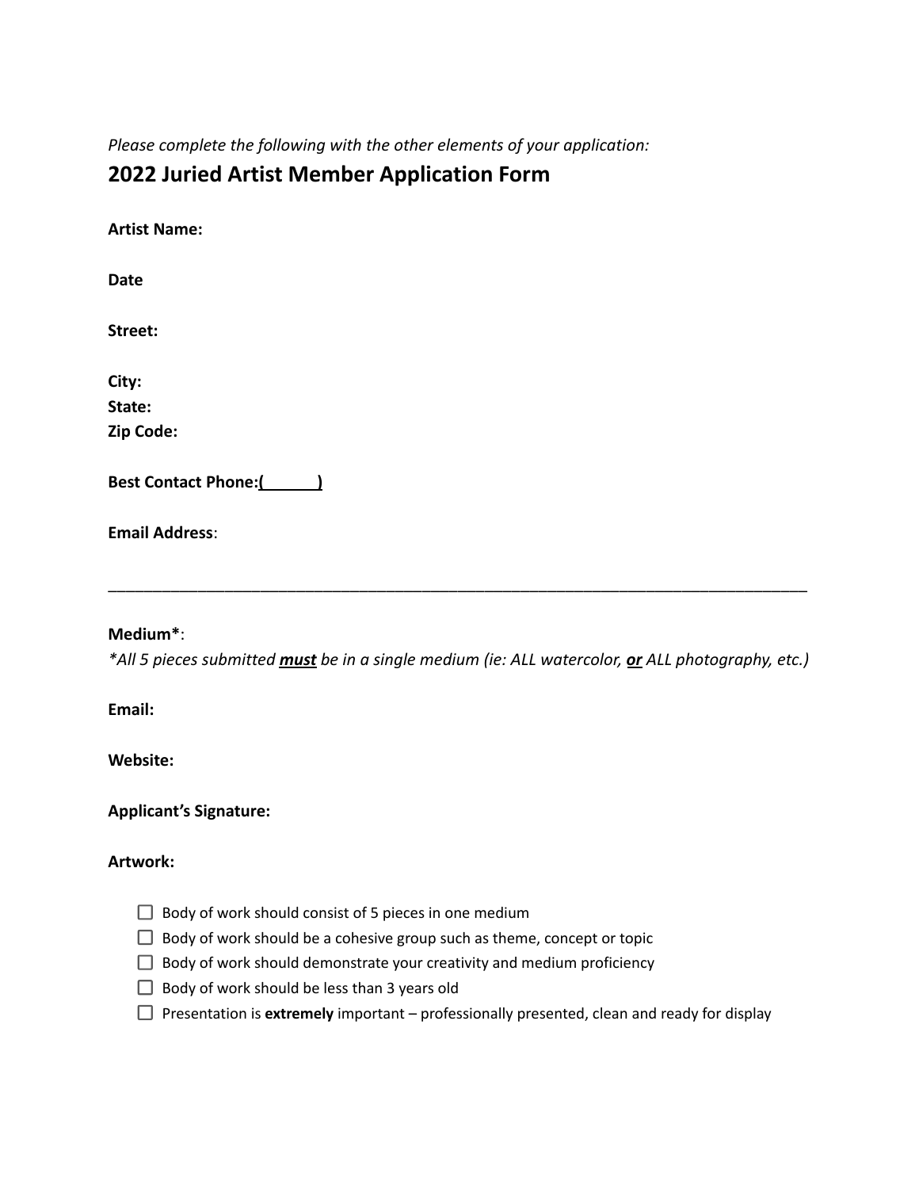*Please complete the following with the other elements of your application:*

## 2022 Juried Artist Member Application Form

**Artist Name:**

**Date**

**Street:**

**City:**
**State:**
**Zip Code:**

**Best Contact Phone:(\_\_\_\_\_\_)**

**Email Address**:

---

**Medium***:
*\*All 5 pieces submitted **must** be in a single medium (ie: ALL watercolor, **or** ALL photography, etc.)*

**Email:**

**Website:**

**Applicant's Signature:**

**Artwork:**

- ☐ Body of work should consist of 5 pieces in one medium
- ☐ Body of work should be a cohesive group such as theme, concept or topic
- ☐ Body of work should demonstrate your creativity and medium proficiency
- ☐ Body of work should be less than 3 years old
- ☐ Presentation is **extremely** important – professionally presented, clean and ready for display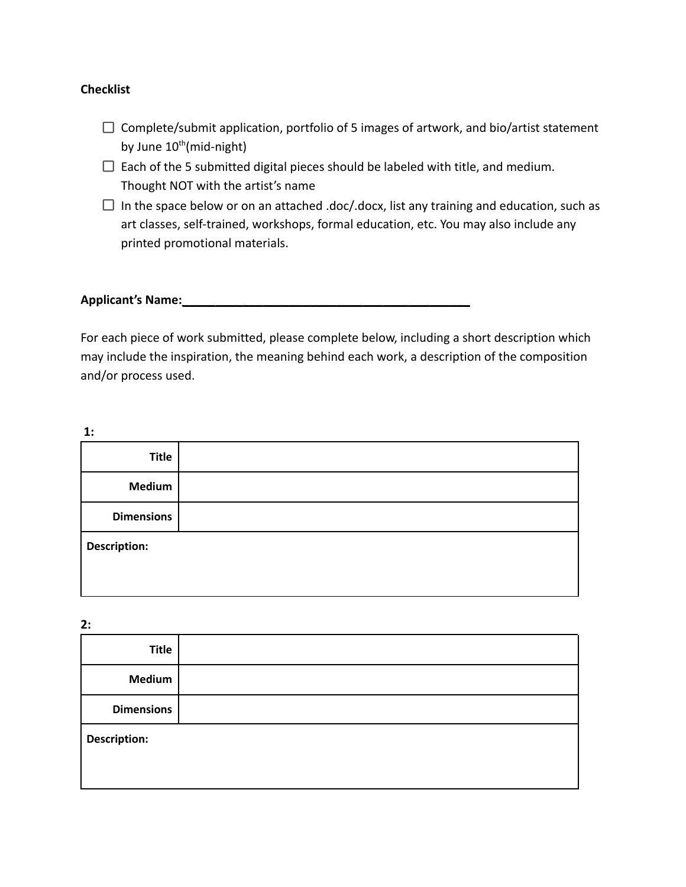**Checklist**

- ☐ Complete/submit application, portfolio of 5 images of artwork, and bio/artist statement by June 10th(mid-night)
- ☐ Each of the 5 submitted digital pieces should be labeled with title, and medium. Thought NOT with the artist's name
- ☐ In the space below or on an attached .doc/.docx, list any training and education, such as art classes, self-trained, workshops, formal education, etc. You may also include any printed promotional materials.

**Applicant's Name:**\_\_\_\_\_\_\_\_\_\_\_\_\_\_\_\_\_\_\_\_\_\_\_\_\_\_\_\_\_\_\_\_\_\_\_\_\_\_\_\_\_\_\_\_

For each piece of work submitted, please complete below, including a short description which may include the inspiration, the meaning behind each work, a description of the composition and/or process used.

**1:**

| | |
|---|---|
| **Title** | |
| **Medium** | |
| **Dimensions** | |
| **Description:** | |

**2:**

| | |
|---|---|
| **Title** | |
| **Medium** | |
| **Dimensions** | |
| **Description:** | |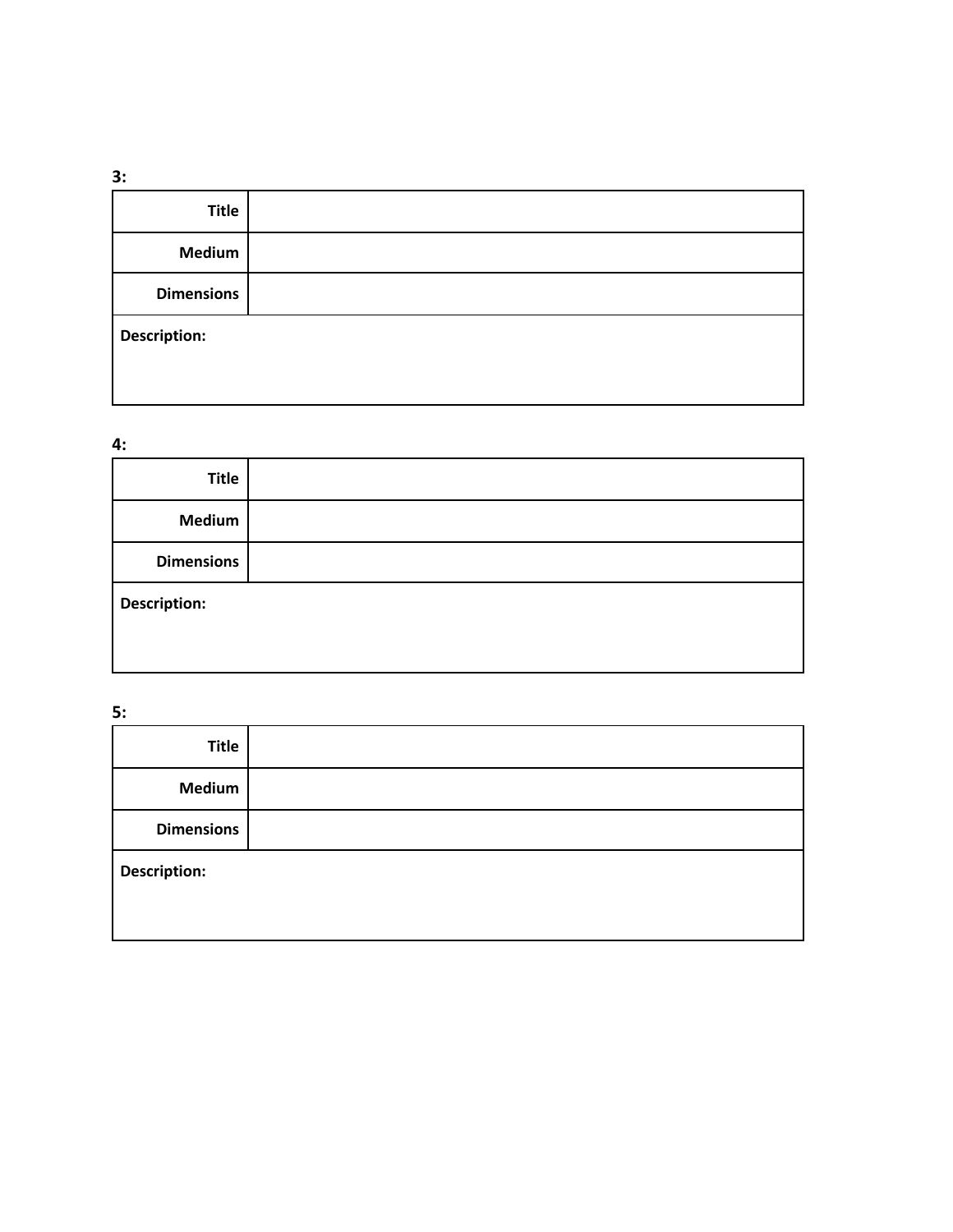**3:**

| | |
|---|---|
| **Title** | |
| **Medium** | |
| **Dimensions** | |
| **Description:** | |

**4:**

| | |
|---|---|
| **Title** | |
| **Medium** | |
| **Dimensions** | |
| **Description:** | |

**5:**

| | |
|---|---|
| **Title** | |
| **Medium** | |
| **Dimensions** | |
| **Description:** | |